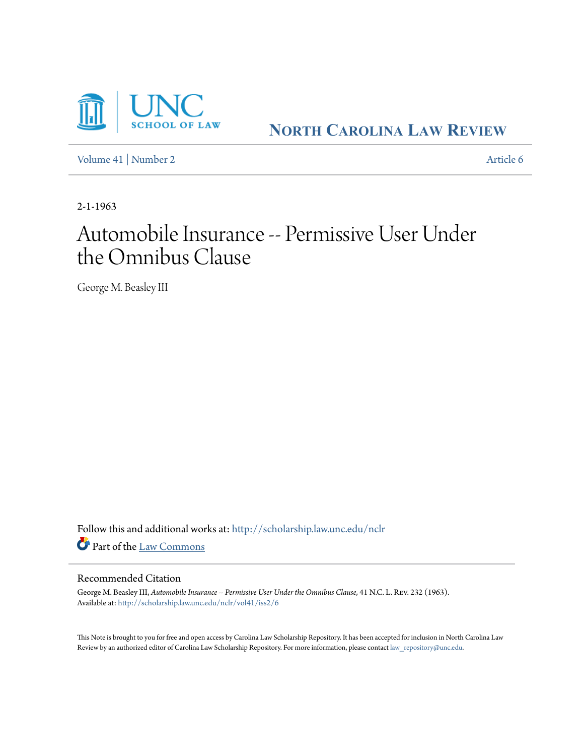UNC SCHOOL OF LAW

NORTH CAROLINA LAW REVIEW

Volume 41 | Number 2 Article 6

2-1-1963

# Automobile Insurance -- Permissive User Under the Omnibus Clause

George M. Beasley III

Follow this and additional works at: http://scholarship.law.unc.edu/nclr

Part of the Law Commons

## Recommended Citation

George M. Beasley III, *Automobile Insurance -- Permissive User Under the Omnibus Clause*, 41 N.C. L. Rev. 232 (1963).
Available at: http://scholarship.law.unc.edu/nclr/vol41/iss2/6

This Note is brought to you for free and open access by Carolina Law Scholarship Repository. It has been accepted for inclusion in North Carolina Law Review by an authorized editor of Carolina Law Scholarship Repository. For more information, please contact law_repository@unc.edu.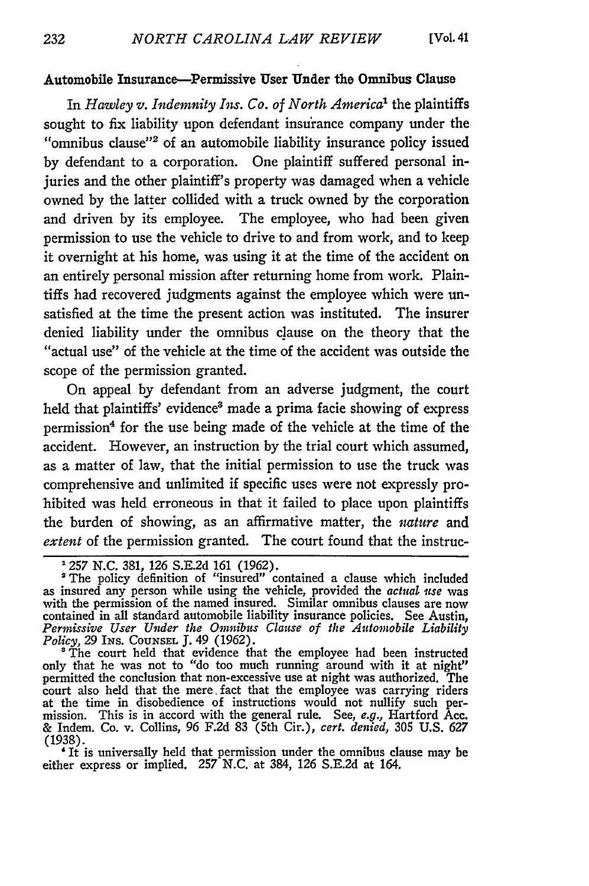### Automobile Insurance—Permissive User Under the Omnibus Clause

In *Hawley v. Indemnity Ins. Co. of North America*[1] the plaintiffs sought to fix liability upon defendant insurance company under the "omnibus clause"[2] of an automobile liability insurance policy issued by defendant to a corporation. One plaintiff suffered personal injuries and the other plaintiff's property was damaged when a vehicle owned by the latter collided with a truck owned by the corporation and driven by its employee. The employee, who had been given permission to use the vehicle to drive to and from work, and to keep it overnight at his home, was using it at the time of the accident on an entirely personal mission after returning home from work. Plaintiffs had recovered judgments against the employee which were unsatisfied at the time the present action was instituted. The insurer denied liability under the omnibus clause on the theory that the "actual use" of the vehicle at the time of the accident was outside the scope of the permission granted.

On appeal by defendant from an adverse judgment, the court held that plaintiffs' evidence[3] made a prima facie showing of express permission[4] for the use being made of the vehicle at the time of the accident. However, an instruction by the trial court which assumed, as a matter of law, that the initial permission to use the truck was comprehensive and unlimited if specific uses were not expressly prohibited was held erroneous in that it failed to place upon plaintiffs the burden of showing, as an affirmative matter, the *nature* and *extent* of the permission granted. The court found that the instruc-

---

[1] 257 N.C. 381, 126 S.E.2d 161 (1962).

[2] The policy definition of "insured" contained a clause which included as insured any person while using the vehicle, provided the *actual use* was with the permission of the named insured. Similar omnibus clauses are now contained in all standard automobile liability insurance policies. See Austin, *Permissive User Under the Omnibus Clause of the Automobile Liability Policy*, 29 INS. COUNSEL J. 49 (1962).

[3] The court held that evidence that the employee had been instructed only that he was not to "do too much running around with it at night" permitted the conclusion that non-excessive use at night was authorized. The court also held that the mere fact that the employee was carrying riders at the time in disobedience of instructions would not nullify such permission. This is in accord with the general rule. See, *e.g.*, Hartford Acc. & Indem. Co. v. Collins, 96 F.2d 83 (5th Cir.), *cert. denied*, 305 U.S. 627 (1938).

[4] It is universally held that permission under the omnibus clause may be either express or implied. 257 N.C. at 384, 126 S.E.2d at 164.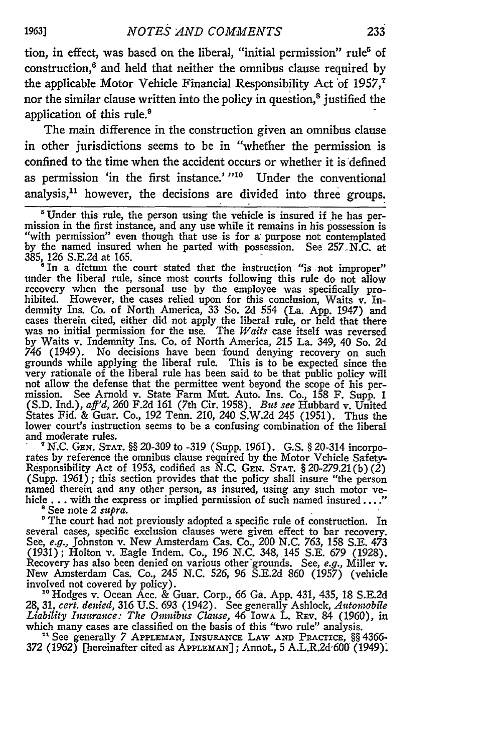tion, in effect, was based on the liberal, "initial permission" rule[5] of construction,[6] and held that neither the omnibus clause required by the applicable Motor Vehicle Financial Responsibility Act of 1957,[7] nor the similar clause written into the policy in question,[8] justified the application of this rule.[9]

The main difference in the construction given an omnibus clause in other jurisdictions seems to be in "whether the permission is confined to the time when the accident occurs or whether it is defined as permission 'in the first instance.'"[10] Under the conventional analysis,[11] however, the decisions are divided into three groups.

---

[5] Under this rule, the person using the vehicle is insured if he has permission in the first instance, and any use while it remains in his possession is "with permission" even though that use is for a purpose not contemplated by the named insured when he parted with possession. See 257 N.C. at 385, 126 S.E.2d at 165.

[6] In a dictum the court stated that the instruction "is not improper" under the liberal rule, since most courts following this rule do not allow recovery when the personal use by the employee was specifically prohibited. However, the cases relied upon for this conclusion, Waits v. Indemnity Ins. Co. of North America, 33 So. 2d 554 (La. App. 1947) and cases therein cited, either did not apply the liberal rule, or held that there was no initial permission for the use. The *Waits* case itself was reversed by Waits v. Indemnity Ins. Co. of North America, 215 La. 349, 40 So. 2d 746 (1949). No decisions have been found denying recovery on such grounds while applying the liberal rule. This is to be expected since the very rationale of the liberal rule has been said to be that public policy will not allow the defense that the permittee went beyond the scope of his permission. See Arnold v. State Farm Mut. Auto. Ins. Co., 158 F. Supp. 1 (S.D. Ind.), *aff'd*, 260 F.2d 161 (7th Cir. 1958). *But see* Hubbard v. United States Fid. & Guar. Co., 192 Tenn. 210, 240 S.W.2d 245 (1951). Thus the lower court's instruction seems to be a confusing combination of the liberal and moderate rules.

[7] N.C. GEN. STAT. §§ 20-309 to -319 (Supp. 1961). G.S. § 20-314 incorporates by reference the omnibus clause required by the Motor Vehicle Safety-Responsibility Act of 1953, codified as N.C. GEN. STAT. § 20-279.21(b)(2) (Supp. 1961); this section provides that the policy shall insure "the person named therein and any other person, as insured, using any such motor vehicle . . . with the express or implied permission of such named insured . . . ."

[8] See note 2 *supra*.

[9] The court had not previously adopted a specific rule of construction. In several cases, specific exclusion clauses were given effect to bar recovery. See, *e.g.*, Johnston v. New Amsterdam Cas. Co., 200 N.C. 763, 158 S.E. 473 (1931); Holton v. Eagle Indem. Co., 196 N.C. 348, 145 S.E. 679 (1928). Recovery has also been denied on various other grounds. See, *e.g.*, Miller v. New Amsterdam Cas. Co., 245 N.C. 526, 96 S.E.2d 860 (1957) (vehicle involved not covered by policy).

[10] Hodges v. Ocean Acc. & Guar. Corp., 66 Ga. App. 431, 435, 18 S.E.2d 28, 31, *cert. denied*, 316 U.S. 693 (1942). See generally Ashlock, *Automobile Liability Insurance: The Omnibus Clause*, 46 IOWA L. REV. 84 (1960), in which many cases are classified on the basis of this "two rule" analysis.

[11] See generally 7 APPLEMAN, INSURANCE LAW AND PRACTICE, §§ 4366-372 (1962) [hereinafter cited as APPLEMAN]; Annot., 5 A.L.R.2d 600 (1949).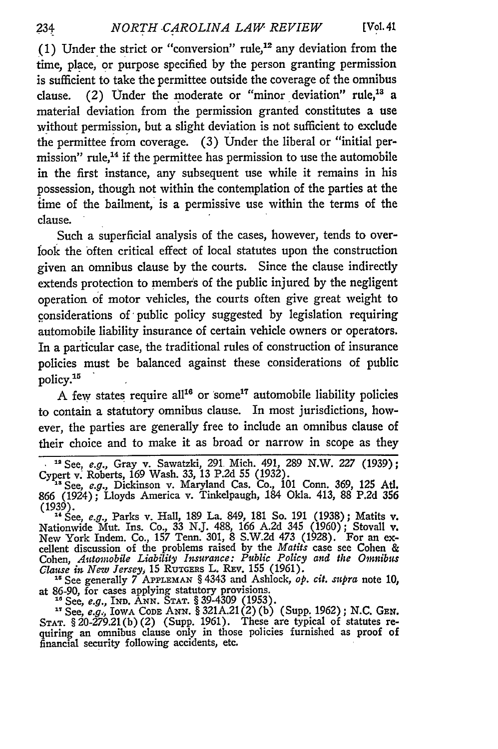(1) Under the strict or "conversion" rule,[12] any deviation from the time, place, or purpose specified by the person granting permission is sufficient to take the permittee outside the coverage of the omnibus clause. (2) Under the moderate or "minor deviation" rule,[13] a material deviation from the permission granted constitutes a use without permission, but a slight deviation is not sufficient to exclude the permittee from coverage. (3) Under the liberal or "initial permission" rule,[14] if the permittee has permission to use the automobile in the first instance, any subsequent use while it remains in his possession, though not within the contemplation of the parties at the time of the bailment, is a permissive use within the terms of the clause.

Such a superficial analysis of the cases, however, tends to overlook the often critical effect of local statutes upon the construction given an omnibus clause by the courts. Since the clause indirectly extends protection to members of the public injured by the negligent operation of motor vehicles, the courts often give great weight to considerations of public policy suggested by legislation requiring automobile liability insurance of certain vehicle owners or operators. In a particular case, the traditional rules of construction of insurance policies must be balanced against these considerations of public policy.[15]

A few states require all[16] or some[17] automobile liability policies to contain a statutory omnibus clause. In most jurisdictions, however, the parties are generally free to include an omnibus clause of their choice and to make it as broad or narrow in scope as they

---

[12] See, *e.g.*, Gray v. Sawatzki, 291 Mich. 491, 289 N.W. 227 (1939); Cypert v. Roberts, 169 Wash. 33, 13 P.2d 55 (1932).

[13] See, *e.g.*, Dickinson v. Maryland Cas. Co., 101 Conn. 369, 125 Atl. 866 (1924); Lloyds America v. Tinkelpaugh, 184 Okla. 413, 88 P.2d 356 (1939).

[14] See, *e.g.*, Parks v. Hall, 189 La. 849, 181 So. 191 (1938); Matits v. Nationwide Mut. Ins. Co., 33 N.J. 488, 166 A.2d 345 (1960); Stovall v. New York Indem. Co., 157 Tenn. 301, 8 S.W.2d 473 (1928). For an excellent discussion of the problems raised by the *Matits* case see Cohen & Cohen, *Automobile Liability Insurance: Public Policy and the Omnibus Clause in New Jersey*, 15 RUTGERS L. REV. 155 (1961).

[15] See generally 7 APPLEMAN § 4343 and Ashlock, *op. cit. supra* note 10, at 86-90, for cases applying statutory provisions.

[16] See, *e.g.*, IND. ANN. STAT. § 39-4309 (1953).

[17] See, *e.g.*, IOWA CODE ANN. § 321A.21(2)(b) (Supp. 1962); N.C. GEN. STAT. § 20-279.21(b)(2) (Supp. 1961). These are typical of statutes requiring an omnibus clause only in those policies furnished as proof of financial security following accidents, etc.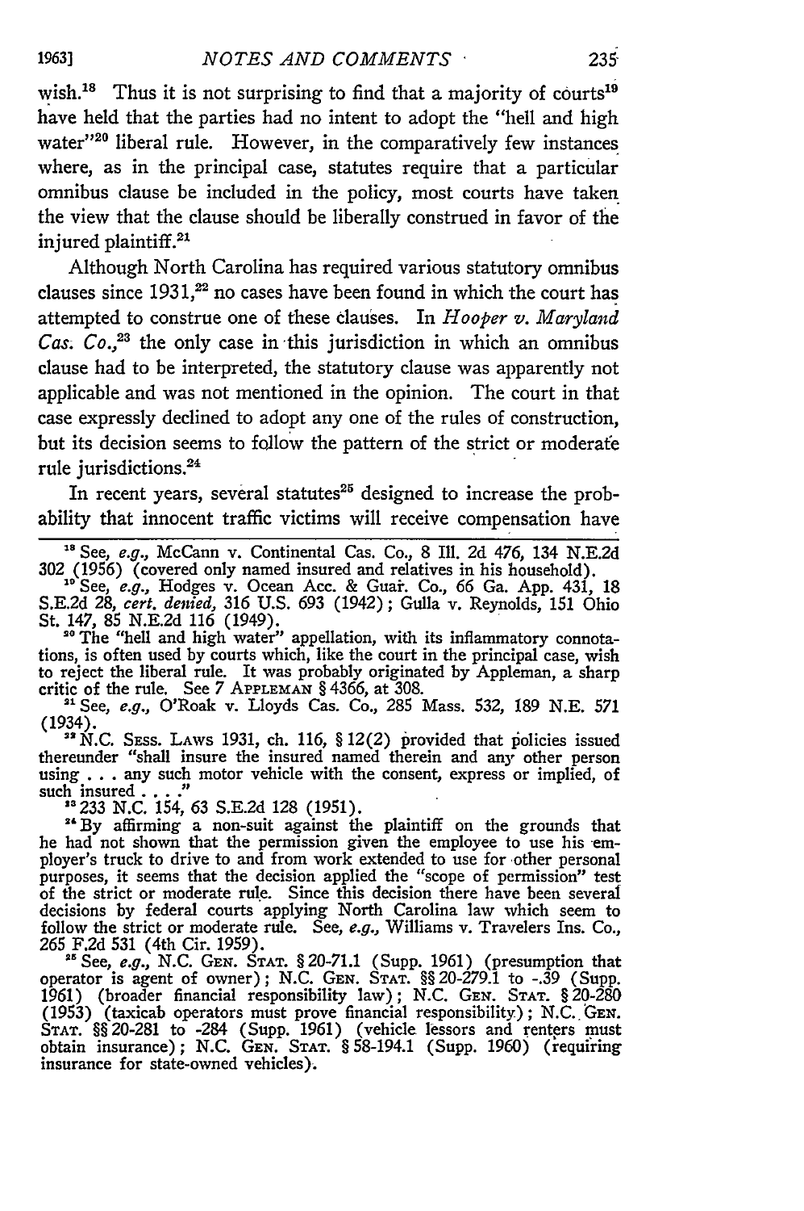wish.[18] Thus it is not surprising to find that a majority of courts[19] have held that the parties had no intent to adopt the "hell and high water"[20] liberal rule. However, in the comparatively few instances where, as in the principal case, statutes require that a particular omnibus clause be included in the policy, most courts have taken the view that the clause should be liberally construed in favor of the injured plaintiff.[21]

Although North Carolina has required various statutory omnibus clauses since 1931,[22] no cases have been found in which the court has attempted to construe one of these clauses. In *Hooper v. Maryland Cas. Co.*,[23] the only case in this jurisdiction in which an omnibus clause had to be interpreted, the statutory clause was apparently not applicable and was not mentioned in the opinion. The court in that case expressly declined to adopt any one of the rules of construction, but its decision seems to follow the pattern of the strict or moderate rule jurisdictions.[24]

In recent years, several statutes[25] designed to increase the probability that innocent traffic victims will receive compensation have

---

[18] See, *e.g.*, McCann v. Continental Cas. Co., 8 Ill. 2d 476, 134 N.E.2d 302 (1956) (covered only named insured and relatives in his household).

[19] See, *e.g.*, Hodges v. Ocean Acc. & Guar. Co., 66 Ga. App. 431, 18 S.E.2d 28, *cert. denied*, 316 U.S. 693 (1942); Gulla v. Reynolds, 151 Ohio St. 147, 85 N.E.2d 116 (1949).

[20] The "hell and high water" appellation, with its inflammatory connotations, is often used by courts which, like the court in the principal case, wish to reject the liberal rule. It was probably originated by Appleman, a sharp critic of the rule. See 7 APPLEMAN § 4366, at 308.

[21] See, *e.g.*, O'Roak v. Lloyds Cas. Co., 285 Mass. 532, 189 N.E. 571 (1934).

[22] N.C. SESS. LAWS 1931, ch. 116, § 12(2) provided that policies issued thereunder "shall insure the insured named therein and any other person using . . . any such motor vehicle with the consent, express or implied, of such insured . . . ."

[23] 233 N.C. 154, 63 S.E.2d 128 (1951).

[24] By affirming a non-suit against the plaintiff on the grounds that he had not shown that the permission given the employee to use his employer's truck to drive to and from work extended to use for other personal purposes, it seems that the decision applied the "scope of permission" test of the strict or moderate rule. Since this decision there have been several decisions by federal courts applying North Carolina law which seem to follow the strict or moderate rule. See, *e.g.*, Williams v. Travelers Ins. Co., 265 F.2d 531 (4th Cir. 1959).

[25] See, *e.g.*, N.C. GEN. STAT. § 20-71.1 (Supp. 1961) (presumption that operator is agent of owner); N.C. GEN. STAT. §§ 20-279.1 to -.39 (Supp. 1961) (broader financial responsibility law); N.C. GEN. STAT. § 20-280 (1953) (taxicab operators must prove financial responsibility); N.C. GEN. STAT. §§ 20-281 to -284 (Supp. 1961) (vehicle lessors and renters must obtain insurance); N.C. GEN. STAT. § 58-194.1 (Supp. 1960) (requiring insurance for state-owned vehicles).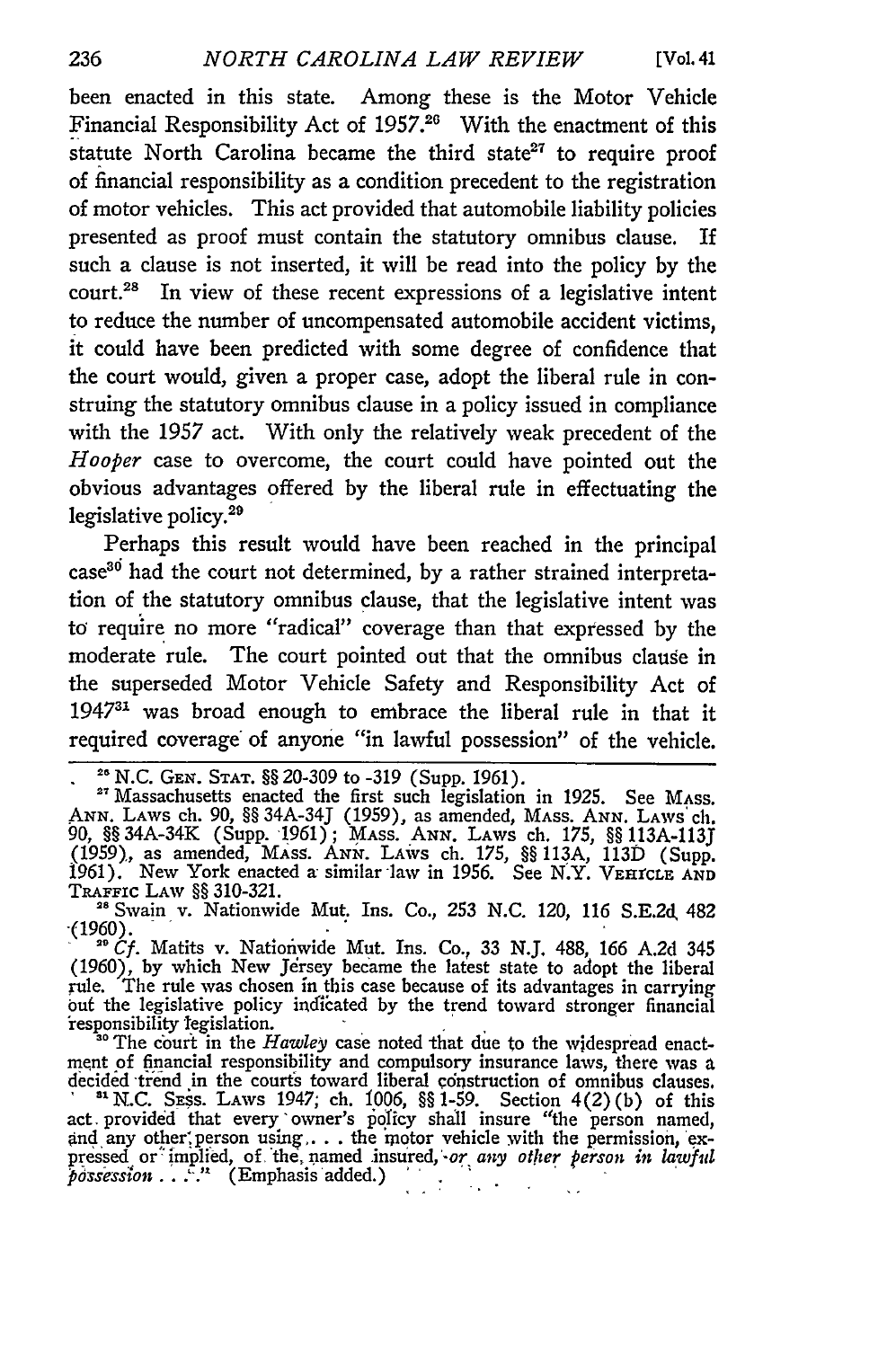been enacted in this state. Among these is the Motor Vehicle Financial Responsibility Act of 1957.[26] With the enactment of this statute North Carolina became the third state[27] to require proof of financial responsibility as a condition precedent to the registration of motor vehicles. This act provided that automobile liability policies presented as proof must contain the statutory omnibus clause. If such a clause is not inserted, it will be read into the policy by the court.[28] In view of these recent expressions of a legislative intent to reduce the number of uncompensated automobile accident victims, it could have been predicted with some degree of confidence that the court would, given a proper case, adopt the liberal rule in construing the statutory omnibus clause in a policy issued in compliance with the 1957 act. With only the relatively weak precedent of the *Hooper* case to overcome, the court could have pointed out the obvious advantages offered by the liberal rule in effectuating the legislative policy.[29]

Perhaps this result would have been reached in the principal case[30] had the court not determined, by a rather strained interpretation of the statutory omnibus clause, that the legislative intent was to require no more "radical" coverage than that expressed by the moderate rule. The court pointed out that the omnibus clause in the superseded Motor Vehicle Safety and Responsibility Act of 1947[31] was broad enough to embrace the liberal rule in that it required coverage of anyone "in lawful possession" of the vehicle.

---

[26] N.C. GEN. STAT. §§ 20-309 to -319 (Supp. 1961).

[27] Massachusetts enacted the first such legislation in 1925. See MASS. ANN. LAWS ch. 90, §§ 34A-34J (1959), as amended, MASS. ANN. LAWS ch. 90, §§ 34A-34K (Supp. 1961); MASS. ANN. LAWS ch. 175, §§ 113A-113J (1959), as amended, MASS. ANN. LAWS ch. 175, §§ 113A, 113D (Supp. 1961). New York enacted a similar law in 1956. See N.Y. VEHICLE AND TRAFFIC LAW §§ 310-321.

[28] Swain v. Nationwide Mut. Ins. Co., 253 N.C. 120, 116 S.E.2d 482 (1960).

[29] *Cf.* Matits v. Nationwide Mut. Ins. Co., 33 N.J. 488, 166 A.2d 345 (1960), by which New Jersey became the latest state to adopt the liberal rule. The rule was chosen in this case because of its advantages in carrying out the legislative policy indicated by the trend toward stronger financial responsibility legislation.

[30] The court in the *Hawley* case noted that due to the widespread enactment of financial responsibility and compulsory insurance laws, there was a decided trend in the courts toward liberal construction of omnibus clauses.

[31] N.C. SESS. LAWS 1947, ch. 1006, §§ 1-59. Section 4(2)(b) of this act provided that every owner's policy shall insure "the person named, and any other person using . . . the motor vehicle with the permission, expressed or implied, of the named insured, *or any other person in lawful possession* . . . ." (Emphasis added.)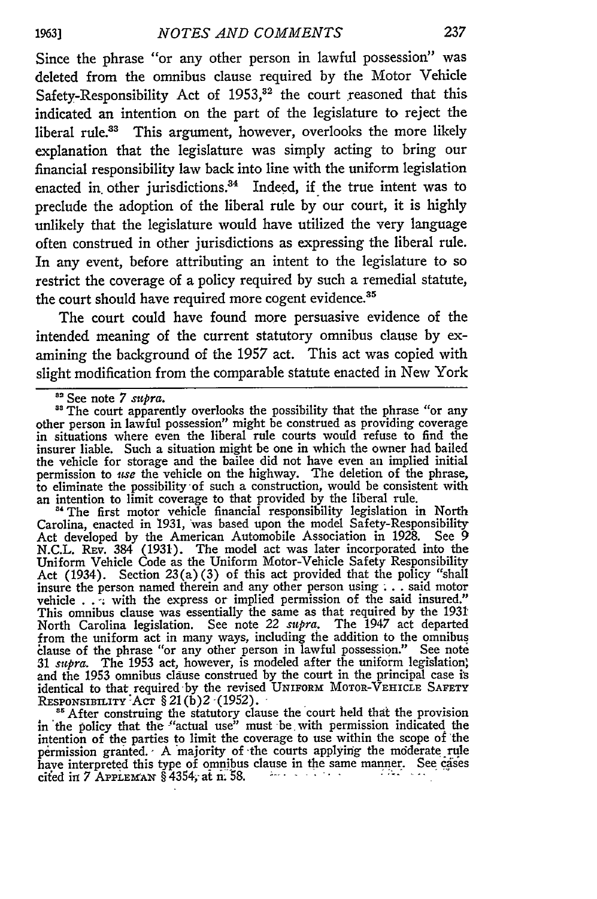Since the phrase "or any other person in lawful possession" was deleted from the omnibus clause required by the Motor Vehicle Safety-Responsibility Act of 1953,[32] the court reasoned that this indicated an intention on the part of the legislature to reject the liberal rule.[33] This argument, however, overlooks the more likely explanation that the legislature was simply acting to bring our financial responsibility law back into line with the uniform legislation enacted in other jurisdictions.[34] Indeed, if the true intent was to preclude the adoption of the liberal rule by our court, it is highly unlikely that the legislature would have utilized the very language often construed in other jurisdictions as expressing the liberal rule. In any event, before attributing an intent to the legislature to so restrict the coverage of a policy required by such a remedial statute, the court should have required more cogent evidence.[35]

The court could have found more persuasive evidence of the intended meaning of the current statutory omnibus clause by examining the background of the 1957 act. This act was copied with slight modification from the comparable statute enacted in New York

---

[32] See note 7 *supra*.

[33] The court apparently overlooks the possibility that the phrase "or any other person in lawful possession" might be construed as providing coverage in situations where even the liberal rule courts would refuse to find the insurer liable. Such a situation might be one in which the owner had bailed the vehicle for storage and the bailee did not have even an implied initial permission to *use* the vehicle on the highway. The deletion of the phrase, to eliminate the possibility of such a construction, would be consistent with an intention to limit coverage to that provided by the liberal rule.

[34] The first motor vehicle financial responsibility legislation in North Carolina, enacted in 1931, was based upon the model Safety-Responsibility Act developed by the American Automobile Association in 1928. See 9 N.C.L. Rev. 384 (1931). The model act was later incorporated into the Uniform Vehicle Code as the Uniform Motor-Vehicle Safety Responsibility Act (1934). Section 23(a)(3) of this act provided that the policy "shall insure the person named therein and any other person using . . . said motor vehicle . . . with the express or implied permission of the said insured." This omnibus clause was essentially the same as that required by the 1931 North Carolina legislation. See note 22 *supra*. The 1947 act departed from the uniform act in many ways, including the addition to the omnibus clause of the phrase "or any other person in lawful possession." See note 31 *supra*. The 1953 act, however, is modeled after the uniform legislation, and the 1953 omnibus clause construed by the court in the principal case is identical to that required by the revised Uniform Motor-Vehicle Safety Responsibility Act § 21(b)2 (1952).

[35] After construing the statutory clause the court held that the provision in the policy that the "actual use" must be with permission indicated the intention of the parties to limit the coverage to use within the scope of the permission granted. A majority of the courts applying the moderate rule have interpreted this type of omnibus clause in the same manner. See cases cited in 7 Appleman § 4354, at n. 58.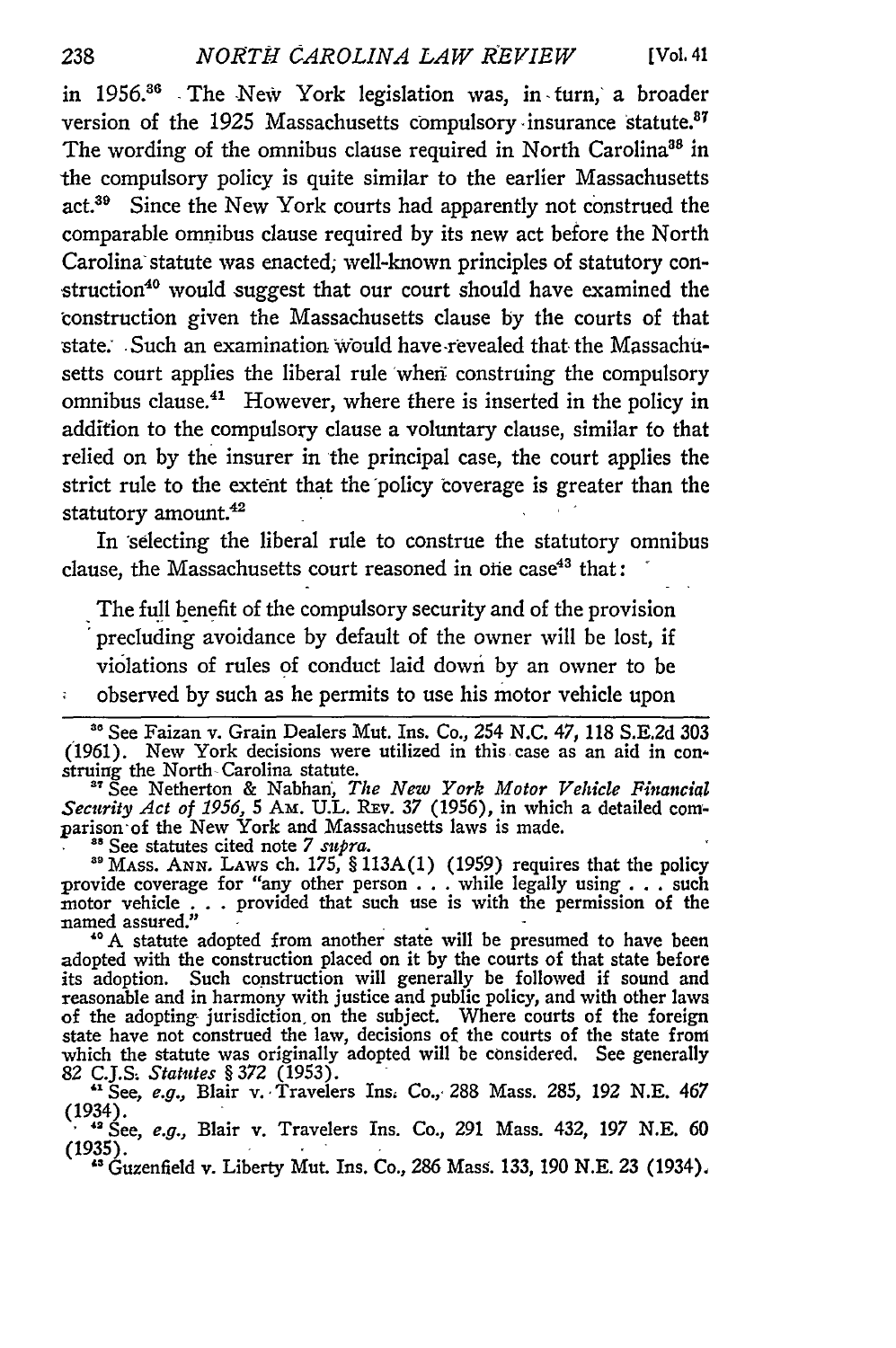in 1956.[36] The New York legislation was, in turn, a broader version of the 1925 Massachusetts compulsory insurance statute.[37] The wording of the omnibus clause required in North Carolina[38] in the compulsory policy is quite similar to the earlier Massachusetts act.[39] Since the New York courts had apparently not construed the comparable omnibus clause required by its new act before the North Carolina statute was enacted, well-known principles of statutory construction[40] would suggest that our court should have examined the construction given the Massachusetts clause by the courts of that state. Such an examination would have revealed that the Massachusetts court applies the liberal rule when construing the compulsory omnibus clause.[41] However, where there is inserted in the policy in addition to the compulsory clause a voluntary clause, similar to that relied on by the insurer in the principal case, the court applies the strict rule to the extent that the policy coverage is greater than the statutory amount.[42]

In selecting the liberal rule to construe the statutory omnibus clause, the Massachusetts court reasoned in one case[43] that:

> The full benefit of the compulsory security and of the provision precluding avoidance by default of the owner will be lost, if violations of rules of conduct laid down by an owner to be observed by such as he permits to use his motor vehicle upon

---

[36] See Faizan v. Grain Dealers Mut. Ins. Co., 254 N.C. 47, 118 S.E.2d 303 (1961). New York decisions were utilized in this case as an aid in construing the North Carolina statute.

[37] See Netherton & Nabhan, *The New York Motor Vehicle Financial Security Act of 1956*, 5 AM. U.L. REV. 37 (1956), in which a detailed comparison of the New York and Massachusetts laws is made.

[38] See statutes cited note 7 *supra*.

[39] MASS. ANN. LAWS ch. 175, § 113A(1) (1959) requires that the policy provide coverage for "any other person . . . while legally using . . . such motor vehicle . . . provided that such use is with the permission of the named assured."

[40] A statute adopted from another state will be presumed to have been adopted with the construction placed on it by the courts of that state before its adoption. Such construction will generally be followed if sound and reasonable and in harmony with justice and public policy, and with other laws of the adopting jurisdiction on the subject. Where courts of the foreign state have not construed the law, decisions of the courts of the state from which the statute was originally adopted will be considered. See generally 82 C.J.S. *Statutes* § 372 (1953).

[41] See, *e.g.*, Blair v. Travelers Ins. Co., 288 Mass. 285, 192 N.E. 467 (1934).

[42] See, *e.g.*, Blair v. Travelers Ins. Co., 291 Mass. 432, 197 N.E. 60 (1935).

[43] Guzenfield v. Liberty Mut. Ins. Co., 286 Mass. 133, 190 N.E. 23 (1934).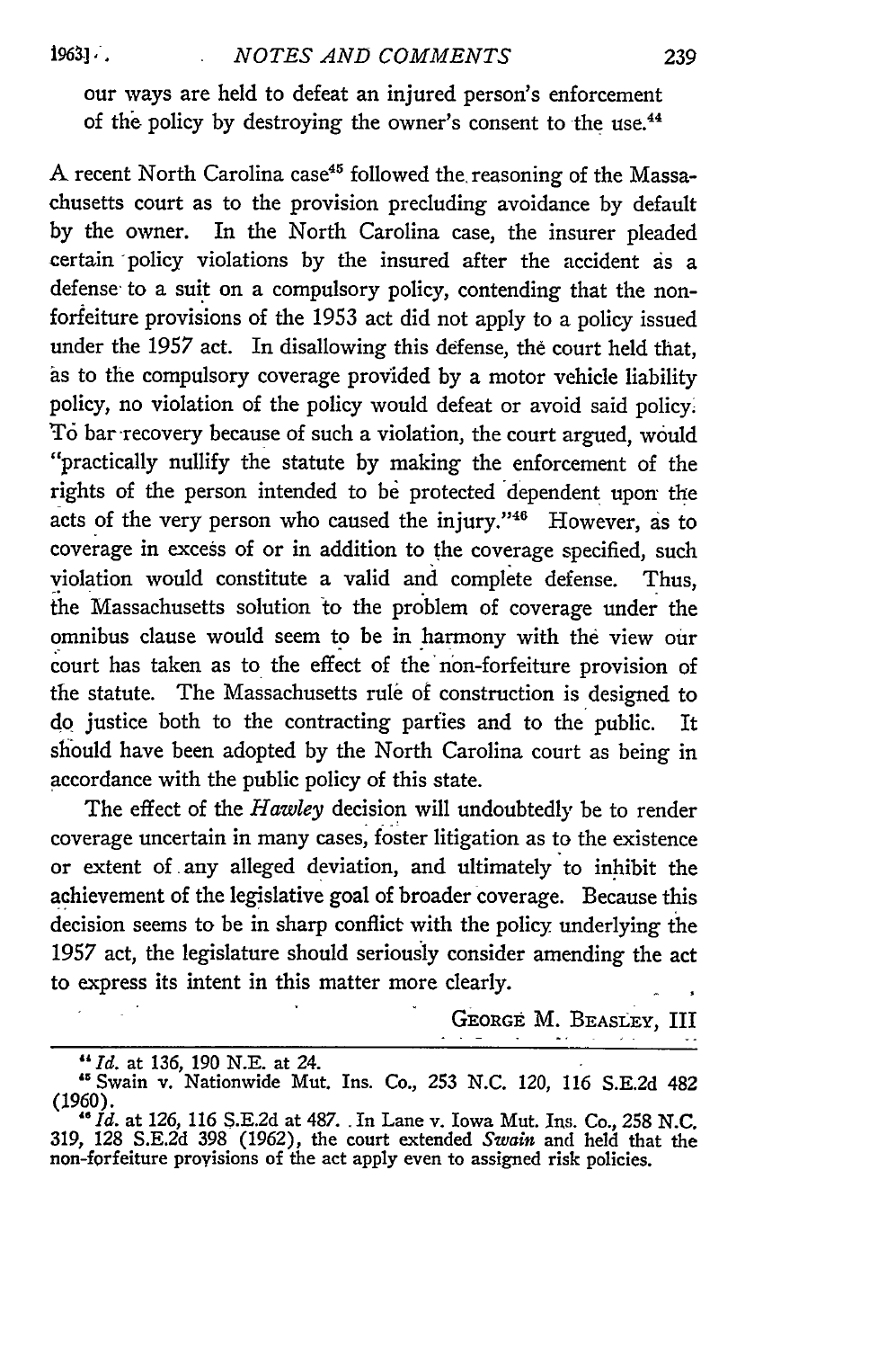our ways are held to defeat an injured person's enforcement of the policy by destroying the owner's consent to the use.[44]

A recent North Carolina case[45] followed the reasoning of the Massachusetts court as to the provision precluding avoidance by default by the owner. In the North Carolina case, the insurer pleaded certain policy violations by the insured after the accident as a defense to a suit on a compulsory policy, contending that the non-forfeiture provisions of the 1953 act did not apply to a policy issued under the 1957 act. In disallowing this defense, the court held that, as to the compulsory coverage provided by a motor vehicle liability policy, no violation of the policy would defeat or avoid said policy. To bar recovery because of such a violation, the court argued, would "practically nullify the statute by making the enforcement of the rights of the person intended to be protected dependent upon the acts of the very person who caused the injury."[46] However, as to coverage in excess of or in addition to the coverage specified, such violation would constitute a valid and complete defense. Thus, the Massachusetts solution to the problem of coverage under the omnibus clause would seem to be in harmony with the view our court has taken as to the effect of the non-forfeiture provision of the statute. The Massachusetts rule of construction is designed to do justice both to the contracting parties and to the public. It should have been adopted by the North Carolina court as being in accordance with the public policy of this state.

The effect of the *Hawley* decision will undoubtedly be to render coverage uncertain in many cases, foster litigation as to the existence or extent of any alleged deviation, and ultimately to inhibit the achievement of the legislative goal of broader coverage. Because this decision seems to be in sharp conflict with the policy underlying the 1957 act, the legislature should seriously consider amending the act to express its intent in this matter more clearly.

GEORGE M. BEASLEY, III

---

[44] *Id.* at 136, 190 N.E. at 24.

[45] Swain v. Nationwide Mut. Ins. Co., 253 N.C. 120, 116 S.E.2d 482 (1960).

[46] *Id.* at 126, 116 S.E.2d at 487. In Lane v. Iowa Mut. Ins. Co., 258 N.C. 319, 128 S.E.2d 398 (1962), the court extended *Swain* and held that the non-forfeiture provisions of the act apply even to assigned risk policies.